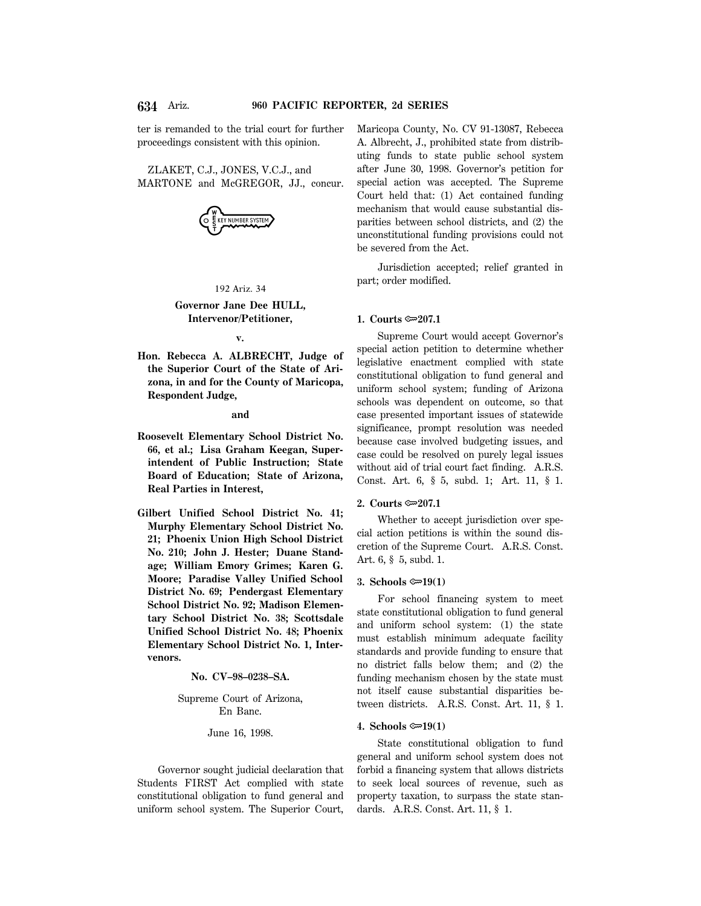ter is remanded to the trial court for further proceedings consistent with this opinion.

ZLAKET, C.J., JONES, V.C.J., and MARTONE and McGREGOR, JJ., concur.

192 Ariz. 34

**Governor Jane Dee HULL, Intervenor/Petitioner,**

**v.**

**Hon. Rebecca A. ALBRECHT, Judge of the Superior Court of the State of Arizona, in and for the County of Maricopa, Respondent Judge,**

**and**

**Roosevelt Elementary School District No. 66, et al.; Lisa Graham Keegan, Superintendent of Public Instruction; State Board of Education; State of Arizona, Real Parties in Interest,**

**Gilbert Unified School District No. 41; Murphy Elementary School District No. 21; Phoenix Union High School District No. 210; John J. Hester; Duane Standage; William Emory Grimes; Karen G. Moore; Paradise Valley Unified School District No. 69; Pendergast Elementary School District No. 92; Madison Elementary School District No. 38; Scottsdale Unified School District No. 48; Phoenix Elementary School District No. 1, Intervenors.**

**No. CV–98–0238–SA.**

Supreme Court of Arizona, En Banc.

June 16, 1998.

Governor sought judicial declaration that Students FIRST Act complied with state constitutional obligation to fund general and uniform school system. The Superior Court, Maricopa County, No. CV 91-13087, Rebecca A. Albrecht, J., prohibited state from distributing funds to state public school system after June 30, 1998. Governor's petition for special action was accepted. The Supreme Court held that: (1) Act contained funding mechanism that would cause substantial disparities between school districts, and (2) the unconstitutional funding provisions could not be severed from the Act.

Jurisdiction accepted; relief granted in part; order modified.

**1. Courts ⇔207.1**

Supreme Court would accept Governor's special action petition to determine whether legislative enactment complied with state constitutional obligation to fund general and uniform school system; funding of Arizona schools was dependent on outcome, so that case presented important issues of statewide significance, prompt resolution was needed because case involved budgeting issues, and case could be resolved on purely legal issues without aid of trial court fact finding. A.R.S. Const. Art. 6, § 5, subd. 1; Art. 11, § 1.

**2. Courts ⇔207.1**

Whether to accept jurisdiction over special action petitions is within the sound discretion of the Supreme Court. A.R.S. Const. Art. 6, § 5, subd. 1.

**3. Schools ⇔19(1)**

For school financing system to meet state constitutional obligation to fund general and uniform school system: (1) the state must establish minimum adequate facility standards and provide funding to ensure that no district falls below them; and (2) the funding mechanism chosen by the state must not itself cause substantial disparities between districts. A.R.S. Const. Art. 11, § 1.

**4. Schools ⇔19(1)**

State constitutional obligation to fund general and uniform school system does not forbid a financing system that allows districts to seek local sources of revenue, such as property taxation, to surpass the state standards. A.R.S. Const. Art. 11, § 1.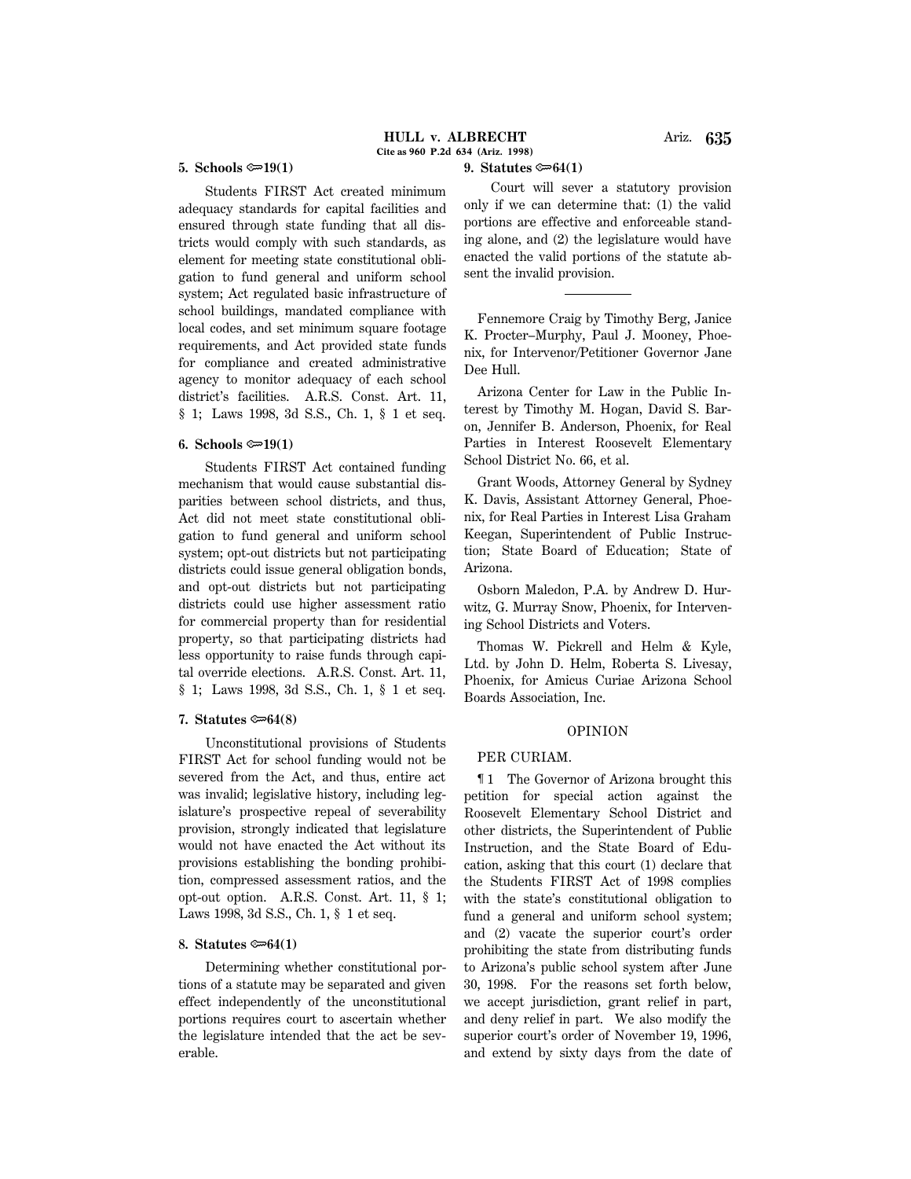**5. Schools ⟹19(1)**

Students FIRST Act created minimum adequacy standards for capital facilities and ensured through state funding that all districts would comply with such standards, as element for meeting state constitutional obligation to fund general and uniform school system; Act regulated basic infrastructure of school buildings, mandated compliance with local codes, and set minimum square footage requirements, and Act provided state funds for compliance and created administrative agency to monitor adequacy of each school district's facilities. A.R.S. Const. Art. 11, § 1; Laws 1998, 3d S.S., Ch. 1, § 1 et seq.

**6. Schools ⟹19(1)**

Students FIRST Act contained funding mechanism that would cause substantial disparities between school districts, and thus, Act did not meet state constitutional obligation to fund general and uniform school system; opt-out districts but not participating districts could issue general obligation bonds, and opt-out districts but not participating districts could use higher assessment ratio for commercial property than for residential property, so that participating districts had less opportunity to raise funds through capital override elections. A.R.S. Const. Art. 11, § 1; Laws 1998, 3d S.S., Ch. 1, § 1 et seq.

**7. Statutes ⟹64(8)**

Unconstitutional provisions of Students FIRST Act for school funding would not be severed from the Act, and thus, entire act was invalid; legislative history, including legislature's prospective repeal of severability provision, strongly indicated that legislature would not have enacted the Act without its provisions establishing the bonding prohibition, compressed assessment ratios, and the opt-out option. A.R.S. Const. Art. 11, § 1; Laws 1998, 3d S.S., Ch. 1, § 1 et seq.

**8. Statutes ⟹64(1)**

Determining whether constitutional portions of a statute may be separated and given effect independently of the unconstitutional portions requires court to ascertain whether the legislature intended that the act be severable.

**9. Statutes ⟹64(1)**

Court will sever a statutory provision only if we can determine that: (1) the valid portions are effective and enforceable standing alone, and (2) the legislature would have enacted the valid portions of the statute absent the invalid provision.

---

Fennemore Craig by Timothy Berg, Janice K. Procter–Murphy, Paul J. Mooney, Phoenix, for Intervenor/Petitioner Governor Jane Dee Hull.

Arizona Center for Law in the Public Interest by Timothy M. Hogan, David S. Baron, Jennifer B. Anderson, Phoenix, for Real Parties in Interest Roosevelt Elementary School District No. 66, et al.

Grant Woods, Attorney General by Sydney K. Davis, Assistant Attorney General, Phoenix, for Real Parties in Interest Lisa Graham Keegan, Superintendent of Public Instruction; State Board of Education; State of Arizona.

Osborn Maledon, P.A. by Andrew D. Hurwitz, G. Murray Snow, Phoenix, for Intervening School Districts and Voters.

Thomas W. Pickrell and Helm & Kyle, Ltd. by John D. Helm, Roberta S. Livesay, Phoenix, for Amicus Curiae Arizona School Boards Association, Inc.

## OPINION

PER CURIAM.

¶ 1 The Governor of Arizona brought this petition for special action against the Roosevelt Elementary School District and other districts, the Superintendent of Public Instruction, and the State Board of Education, asking that this court (1) declare that the Students FIRST Act of 1998 complies with the state's constitutional obligation to fund a general and uniform school system; and (2) vacate the superior court's order prohibiting the state from distributing funds to Arizona's public school system after June 30, 1998. For the reasons set forth below, we accept jurisdiction, grant relief in part, and deny relief in part. We also modify the superior court's order of November 19, 1996, and extend by sixty days from the date of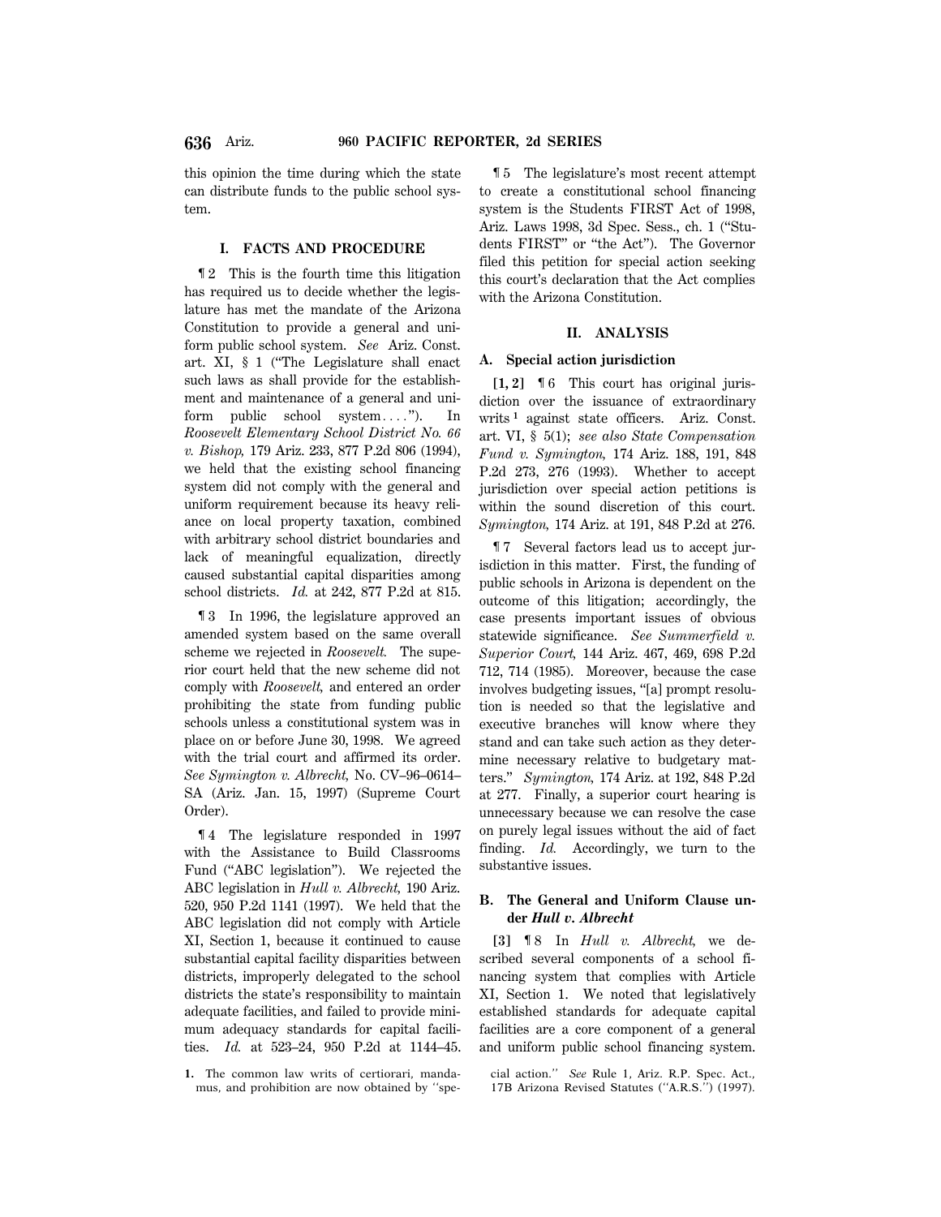this opinion the time during which the state can distribute funds to the public school system.

## I. FACTS AND PROCEDURE

¶ 2 This is the fourth time this litigation has required us to decide whether the legislature has met the mandate of the Arizona Constitution to provide a general and uniform public school system. *See* Ariz. Const. art. XI, § 1 ("The Legislature shall enact such laws as shall provide for the establishment and maintenance of a general and uniform public school system . . . ."). In *Roosevelt Elementary School District No. 66 v. Bishop,* 179 Ariz. 233, 877 P.2d 806 (1994), we held that the existing school financing system did not comply with the general and uniform requirement because its heavy reliance on local property taxation, combined with arbitrary school district boundaries and lack of meaningful equalization, directly caused substantial capital disparities among school districts. *Id.* at 242, 877 P.2d at 815.

¶ 3 In 1996, the legislature approved an amended system based on the same overall scheme we rejected in *Roosevelt.* The superior court held that the new scheme did not comply with *Roosevelt,* and entered an order prohibiting the state from funding public schools unless a constitutional system was in place on or before June 30, 1998. We agreed with the trial court and affirmed its order. *See Symington v. Albrecht,* No. CV–96–0614–SA (Ariz. Jan. 15, 1997) (Supreme Court Order).

¶ 4 The legislature responded in 1997 with the Assistance to Build Classrooms Fund ("ABC legislation"). We rejected the ABC legislation in *Hull v. Albrecht,* 190 Ariz. 520, 950 P.2d 1141 (1997). We held that the ABC legislation did not comply with Article XI, Section 1, because it continued to cause substantial capital facility disparities between districts, improperly delegated to the school districts the state's responsibility to maintain adequate facilities, and failed to provide minimum adequacy standards for capital facilities. *Id.* at 523–24, 950 P.2d at 1144–45.

¶ 5 The legislature's most recent attempt to create a constitutional school financing system is the Students FIRST Act of 1998, Ariz. Laws 1998, 3d Spec. Sess., ch. 1 ("Students FIRST" or "the Act"). The Governor filed this petition for special action seeking this court's declaration that the Act complies with the Arizona Constitution.

## II. ANALYSIS

### A. Special action jurisdiction

**[1, 2]** ¶ 6 This court has original jurisdiction over the issuance of extraordinary writs [1] against state officers. Ariz. Const. art. VI, § 5(1); *see also State Compensation Fund v. Symington,* 174 Ariz. 188, 191, 848 P.2d 273, 276 (1993). Whether to accept jurisdiction over special action petitions is within the sound discretion of this court. *Symington,* 174 Ariz. at 191, 848 P.2d at 276.

¶ 7 Several factors lead us to accept jurisdiction in this matter. First, the funding of public schools in Arizona is dependent on the outcome of this litigation; accordingly, the case presents important issues of obvious statewide significance. *See Summerfield v. Superior Court,* 144 Ariz. 467, 469, 698 P.2d 712, 714 (1985). Moreover, because the case involves budgeting issues, "[a] prompt resolution is needed so that the legislative and executive branches will know where they stand and can take such action as they determine necessary relative to budgetary matters." *Symington,* 174 Ariz. at 192, 848 P.2d at 277. Finally, a superior court hearing is unnecessary because we can resolve the case on purely legal issues without the aid of fact finding. *Id.* Accordingly, we turn to the substantive issues.

### B. The General and Uniform Clause under *Hull v. Albrecht*

**[3]** ¶ 8 In *Hull v. Albrecht,* we described several components of a school financing system that complies with Article XI, Section 1. We noted that legislatively established standards for adequate capital facilities are a core component of a general and uniform public school financing system.

1. The common law writs of certiorari, mandamus, and prohibition are now obtained by "special action." *See* Rule 1, Ariz. R.P. Spec. Act., 17B Arizona Revised Statutes ("A.R.S.") (1997).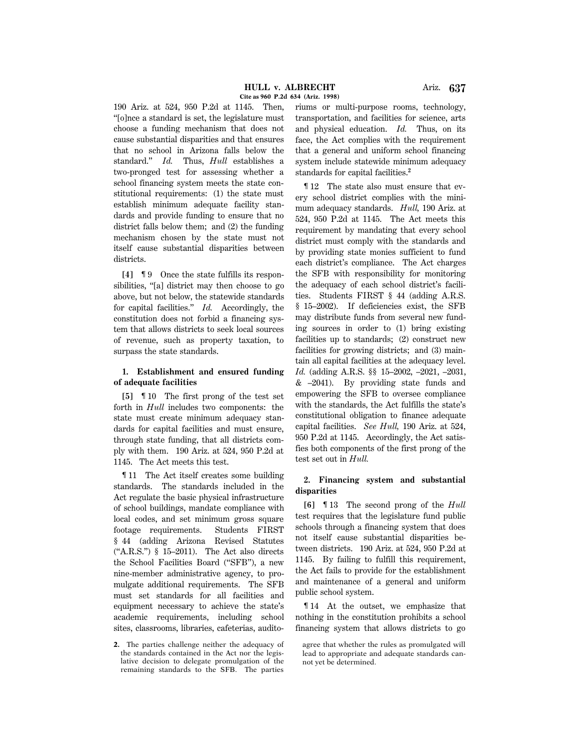190 Ariz. at 524, 950 P.2d at 1145. Then, "[o]nce a standard is set, the legislature must choose a funding mechanism that does not cause substantial disparities and that ensures that no school in Arizona falls below the standard." *Id.* Thus, *Hull* establishes a two-pronged test for assessing whether a school financing system meets the state constitutional requirements: (1) the state must establish minimum adequate facility standards and provide funding to ensure that no district falls below them; and (2) the funding mechanism chosen by the state must not itself cause substantial disparities between districts.

**[4]** ¶ 9 Once the state fulfills its responsibilities, "[a] district may then choose to go above, but not below, the statewide standards for capital facilities." *Id.* Accordingly, the constitution does not forbid a financing system that allows districts to seek local sources of revenue, such as property taxation, to surpass the state standards.

### 1. Establishment and ensured funding of adequate facilities

**[5]** ¶ 10 The first prong of the test set forth in *Hull* includes two components: the state must create minimum adequacy standards for capital facilities and must ensure, through state funding, that all districts comply with them. 190 Ariz. at 524, 950 P.2d at 1145. The Act meets this test.

¶ 11 The Act itself creates some building standards. The standards included in the Act regulate the basic physical infrastructure of school buildings, mandate compliance with local codes, and set minimum gross square footage requirements. Students FIRST § 44 (adding Arizona Revised Statutes ("A.R.S.") § 15–2011). The Act also directs the School Facilities Board ("SFB"), a new nine-member administrative agency, to promulgate additional requirements. The SFB must set standards for all facilities and equipment necessary to achieve the state's academic requirements, including school sites, classrooms, libraries, cafeterias, auditoriums or multi-purpose rooms, technology, transportation, and facilities for science, arts and physical education. *Id.* Thus, on its face, the Act complies with the requirement that a general and uniform school financing system include statewide minimum adequacy standards for capital facilities.[2]

¶ 12 The state also must ensure that every school district complies with the minimum adequacy standards. *Hull,* 190 Ariz. at 524, 950 P.2d at 1145. The Act meets this requirement by mandating that every school district must comply with the standards and by providing state monies sufficient to fund each district's compliance. The Act charges the SFB with responsibility for monitoring the adequacy of each school district's facilities. Students FIRST § 44 (adding A.R.S. § 15–2002). If deficiencies exist, the SFB may distribute funds from several new funding sources in order to (1) bring existing facilities up to standards; (2) construct new facilities for growing districts; and (3) maintain all capital facilities at the adequacy level. *Id.* (adding A.R.S. §§ 15–2002, –2021, –2031, & –2041). By providing state funds and empowering the SFB to oversee compliance with the standards, the Act fulfills the state's constitutional obligation to finance adequate capital facilities. *See Hull,* 190 Ariz. at 524, 950 P.2d at 1145. Accordingly, the Act satisfies both components of the first prong of the test set out in *Hull.*

### 2. Financing system and substantial disparities

**[6]** ¶ 13 The second prong of the *Hull* test requires that the legislature fund public schools through a financing system that does not itself cause substantial disparities between districts. 190 Ariz. at 524, 950 P.2d at 1145. By failing to fulfill this requirement, the Act fails to provide for the establishment and maintenance of a general and uniform public school system.

¶ 14 At the outset, we emphasize that nothing in the constitution prohibits a school financing system that allows districts to go

---

2. The parties challenge neither the adequacy of the standards contained in the Act nor the legislative decision to delegate promulgation of the remaining standards to the SFB. The parties agree that whether the rules as promulgated will lead to appropriate and adequate standards cannot yet be determined.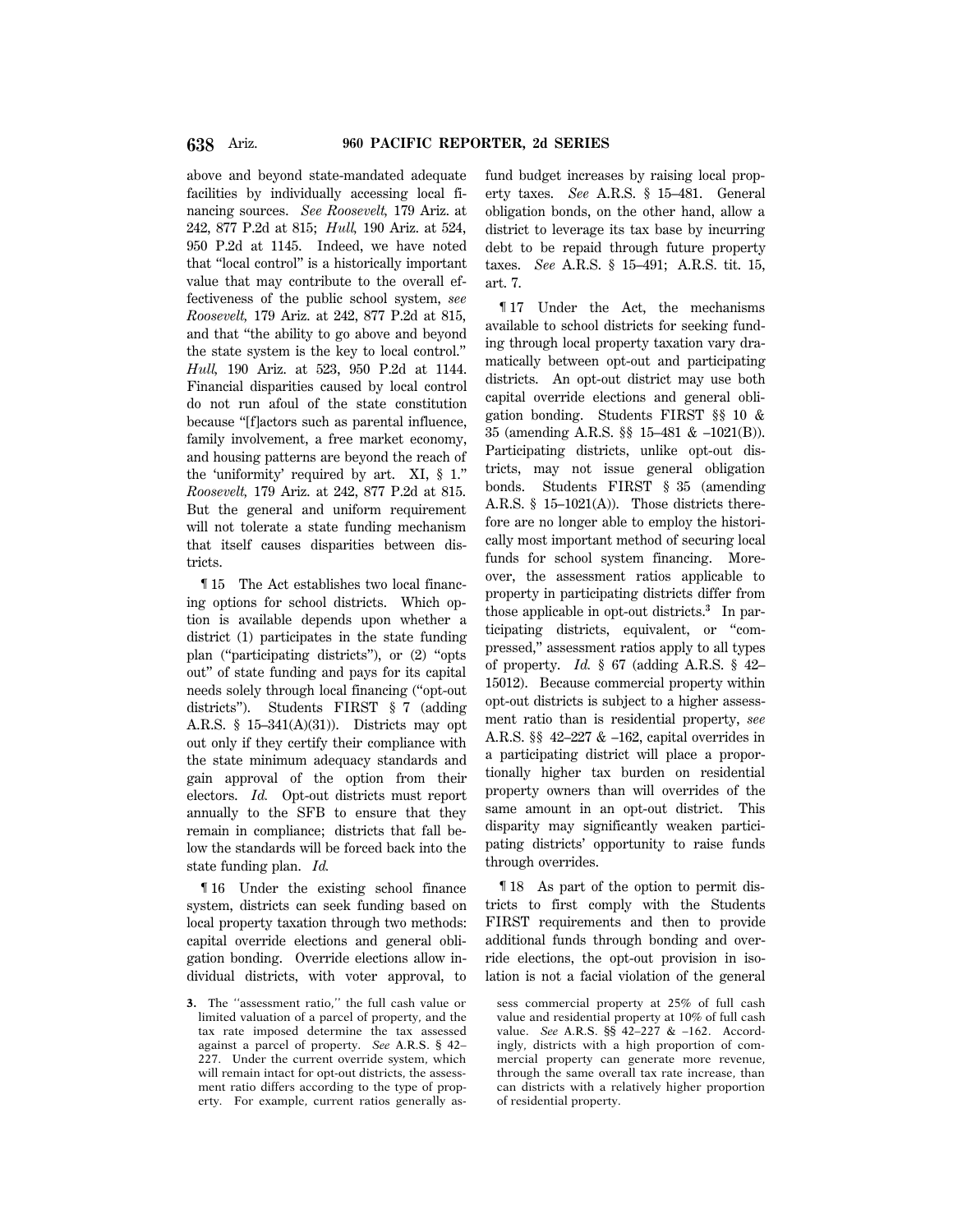above and beyond state-mandated adequate facilities by individually accessing local financing sources. *See Roosevelt,* 179 Ariz. at 242, 877 P.2d at 815; *Hull,* 190 Ariz. at 524, 950 P.2d at 1145. Indeed, we have noted that "local control" is a historically important value that may contribute to the overall effectiveness of the public school system, *see Roosevelt,* 179 Ariz. at 242, 877 P.2d at 815, and that "the ability to go above and beyond the state system is the key to local control." *Hull,* 190 Ariz. at 523, 950 P.2d at 1144. Financial disparities caused by local control do not run afoul of the state constitution because "[f]actors such as parental influence, family involvement, a free market economy, and housing patterns are beyond the reach of the 'uniformity' required by art. XI, § 1." *Roosevelt,* 179 Ariz. at 242, 877 P.2d at 815. But the general and uniform requirement will not tolerate a state funding mechanism that itself causes disparities between districts.

¶ 15 The Act establishes two local financing options for school districts. Which option is available depends upon whether a district (1) participates in the state funding plan ("participating districts"), or (2) "opts out" of state funding and pays for its capital needs solely through local financing ("opt-out districts"). Students FIRST § 7 (adding A.R.S. § 15–341(A)(31)). Districts may opt out only if they certify their compliance with the state minimum adequacy standards and gain approval of the option from their electors. *Id.* Opt-out districts must report annually to the SFB to ensure that they remain in compliance; districts that fall below the standards will be forced back into the state funding plan. *Id.*

¶ 16 Under the existing school finance system, districts can seek funding based on local property taxation through two methods: capital override elections and general obligation bonding. Override elections allow individual districts, with voter approval, to fund budget increases by raising local property taxes. *See* A.R.S. § 15–481. General obligation bonds, on the other hand, allow a district to leverage its tax base by incurring debt to be repaid through future property taxes. *See* A.R.S. § 15–491; A.R.S. tit. 15, art. 7.

¶ 17 Under the Act, the mechanisms available to school districts for seeking funding through local property taxation vary dramatically between opt-out and participating districts. An opt-out district may use both capital override elections and general obligation bonding. Students FIRST §§ 10 & 35 (amending A.R.S. §§ 15–481 & –1021(B)). Participating districts, unlike opt-out districts, may not issue general obligation bonds. Students FIRST § 35 (amending A.R.S. § 15–1021(A)). Those districts therefore are no longer able to employ the historically most important method of securing local funds for school system financing. Moreover, the assessment ratios applicable to property in participating districts differ from those applicable in opt-out districts.[3] In participating districts, equivalent, or "compressed," assessment ratios apply to all types of property. *Id.* § 67 (adding A.R.S. § 42–15012). Because commercial property within opt-out districts is subject to a higher assessment ratio than is residential property, *see* A.R.S. §§ 42–227 & –162, capital overrides in a participating district will place a proportionally higher tax burden on residential property owners than will overrides of the same amount in an opt-out district. This disparity may significantly weaken participating districts' opportunity to raise funds through overrides.

¶ 18 As part of the option to permit districts to first comply with the Students FIRST requirements and then to provide additional funds through bonding and override elections, the opt-out provision in isolation is not a facial violation of the general

---

**3.** The "assessment ratio," the full cash value or limited valuation of a parcel of property, and the tax rate imposed determine the tax assessed against a parcel of property. *See* A.R.S. § 42–227. Under the current override system, which will remain intact for opt-out districts, the assessment ratio differs according to the type of property. For example, current ratios generally assess commercial property at 25% of full cash value and residential property at 10% of full cash value. *See* A.R.S. §§ 42–227 & –162. Accordingly, districts with a high proportion of commercial property can generate more revenue, through the same overall tax rate increase, than can districts with a relatively higher proportion of residential property.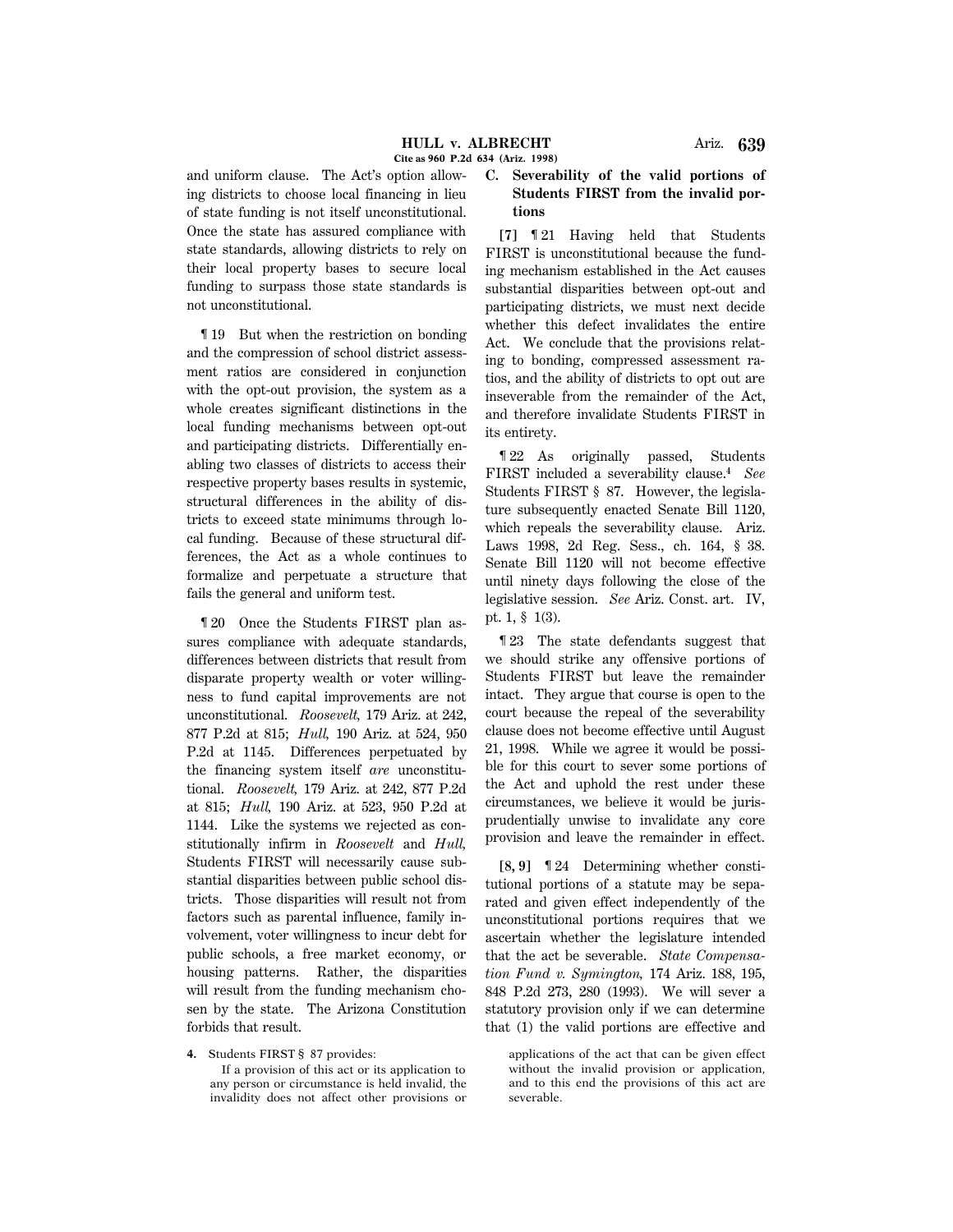and uniform clause. The Act's option allowing districts to choose local financing in lieu of state funding is not itself unconstitutional. Once the state has assured compliance with state standards, allowing districts to rely on their local property bases to secure local funding to surpass those state standards is not unconstitutional.

¶ 19 But when the restriction on bonding and the compression of school district assessment ratios are considered in conjunction with the opt-out provision, the system as a whole creates significant distinctions in the local funding mechanisms between opt-out and participating districts. Differentially enabling two classes of districts to access their respective property bases results in systemic, structural differences in the ability of districts to exceed state minimums through local funding. Because of these structural differences, the Act as a whole continues to formalize and perpetuate a structure that fails the general and uniform test.

¶ 20 Once the Students FIRST plan assures compliance with adequate standards, differences between districts that result from disparate property wealth or voter willingness to fund capital improvements are not unconstitutional. *Roosevelt,* 179 Ariz. at 242, 877 P.2d at 815; *Hull,* 190 Ariz. at 524, 950 P.2d at 1145. Differences perpetuated by the financing system itself *are* unconstitutional. *Roosevelt,* 179 Ariz. at 242, 877 P.2d at 815; *Hull,* 190 Ariz. at 523, 950 P.2d at 1144. Like the systems we rejected as constitutionally infirm in *Roosevelt* and *Hull,* Students FIRST will necessarily cause substantial disparities between public school districts. Those disparities will result not from factors such as parental influence, family involvement, voter willingness to incur debt for public schools, a free market economy, or housing patterns. Rather, the disparities will result from the funding mechanism chosen by the state. The Arizona Constitution forbids that result.

### C. Severability of the valid portions of Students FIRST from the invalid portions

**[7]** ¶ 21 Having held that Students FIRST is unconstitutional because the funding mechanism established in the Act causes substantial disparities between opt-out and participating districts, we must next decide whether this defect invalidates the entire Act. We conclude that the provisions relating to bonding, compressed assessment ratios, and the ability of districts to opt out are inseverable from the remainder of the Act, and therefore invalidate Students FIRST in its entirety.

¶ 22 As originally passed, Students FIRST included a severability clause.[4] *See* Students FIRST § 87. However, the legislature subsequently enacted Senate Bill 1120, which repeals the severability clause. Ariz. Laws 1998, 2d Reg. Sess., ch. 164, § 38. Senate Bill 1120 will not become effective until ninety days following the close of the legislative session. *See* Ariz. Const. art. IV, pt. 1, § 1(3).

¶ 23 The state defendants suggest that we should strike any offensive portions of Students FIRST but leave the remainder intact. They argue that course is open to the court because the repeal of the severability clause does not become effective until August 21, 1998. While we agree it would be possible for this court to sever some portions of the Act and uphold the rest under these circumstances, we believe it would be jurisprudentially unwise to invalidate any core provision and leave the remainder in effect.

**[8, 9]** ¶ 24 Determining whether constitutional portions of a statute may be separated and given effect independently of the unconstitutional portions requires that we ascertain whether the legislature intended that the act be severable. *State Compensation Fund v. Symington,* 174 Ariz. 188, 195, 848 P.2d 273, 280 (1993). We will sever a statutory provision only if we can determine that (1) the valid portions are effective and

---

4. Students FIRST § 87 provides:

If a provision of this act or its application to any person or circumstance is held invalid, the invalidity does not affect other provisions or applications of the act that can be given effect without the invalid provision or application, and to this end the provisions of this act are severable.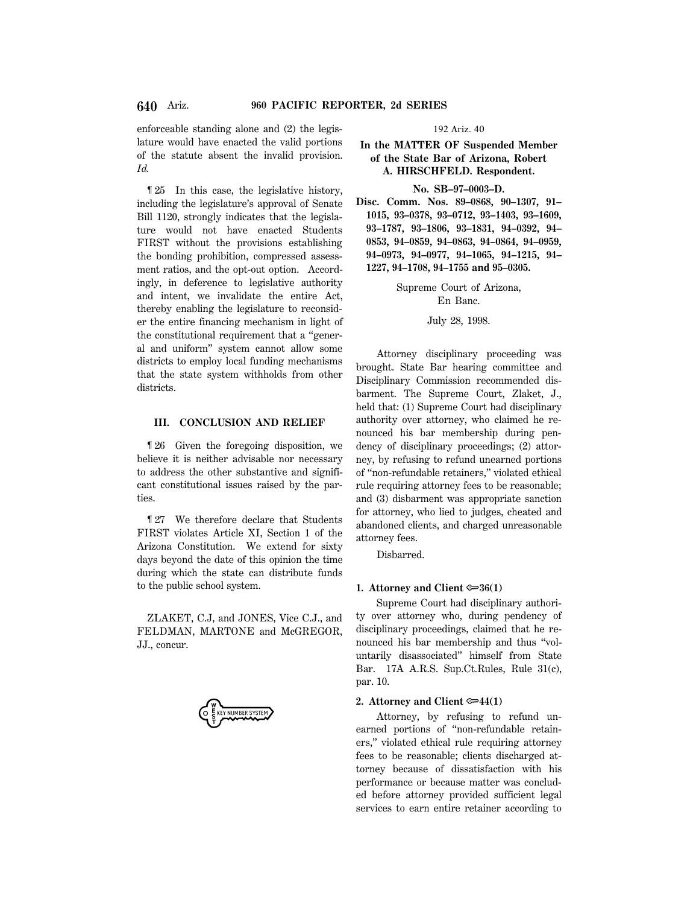enforceable standing alone and (2) the legislature would have enacted the valid portions of the statute absent the invalid provision. *Id.*

¶ 25 In this case, the legislative history, including the legislature's approval of Senate Bill 1120, strongly indicates that the legislature would not have enacted Students FIRST without the provisions establishing the bonding prohibition, compressed assessment ratios, and the opt-out option. Accordingly, in deference to legislative authority and intent, we invalidate the entire Act, thereby enabling the legislature to reconsider the entire financing mechanism in light of the constitutional requirement that a "general and uniform" system cannot allow some districts to employ local funding mechanisms that the state system withholds from other districts.

### III. CONCLUSION AND RELIEF

¶ 26 Given the foregoing disposition, we believe it is neither advisable nor necessary to address the other substantive and significant constitutional issues raised by the parties.

¶ 27 We therefore declare that Students FIRST violates Article XI, Section 1 of the Arizona Constitution. We extend for sixty days beyond the date of this opinion the time during which the state can distribute funds to the public school system.

ZLAKET, C.J, and JONES, Vice C.J., and FELDMAN, MARTONE and McGREGOR, JJ., concur.

192 Ariz. 40

## In the MATTER OF Suspended Member of the State Bar of Arizona, Robert A. HIRSCHFELD. Respondent.

**No. SB–97–0003–D.**

**Disc. Comm. Nos. 89–0868, 90–1307, 91–1015, 93–0378, 93–0712, 93–1403, 93–1609, 93–1787, 93–1806, 93–1831, 94–0392, 94–0853, 94–0859, 94–0863, 94–0864, 94–0959, 94–0973, 94–0977, 94–1065, 94–1215, 94–1227, 94–1708, 94–1755 and 95–0305.**

Supreme Court of Arizona,
En Banc.

July 28, 1998.

Attorney disciplinary proceeding was brought. State Bar hearing committee and Disciplinary Commission recommended disbarment. The Supreme Court, Zlaket, J., held that: (1) Supreme Court had disciplinary authority over attorney, who claimed he renounced his bar membership during pendency of disciplinary proceedings; (2) attorney, by refusing to refund unearned portions of "non-refundable retainers," violated ethical rule requiring attorney fees to be reasonable; and (3) disbarment was appropriate sanction for attorney, who lied to judges, cheated and abandoned clients, and charged unreasonable attorney fees.

Disbarred.

**1. Attorney and Client ⟹36(1)**

Supreme Court had disciplinary authority over attorney who, during pendency of disciplinary proceedings, claimed that he renounced his bar membership and thus "voluntarily disassociated" himself from State Bar. 17A A.R.S. Sup.Ct.Rules, Rule 31(c), par. 10.

**2. Attorney and Client ⟹44(1)**

Attorney, by refusing to refund unearned portions of "non-refundable retainers," violated ethical rule requiring attorney fees to be reasonable; clients discharged attorney because of dissatisfaction with his performance or because matter was concluded before attorney provided sufficient legal services to earn entire retainer according to